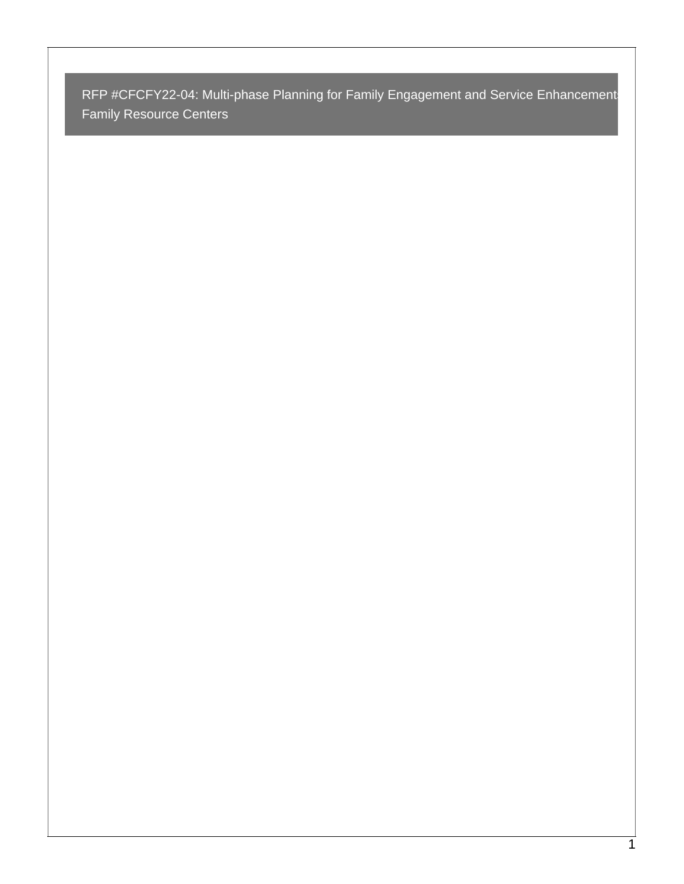# RFP #CFCFY22-04: Multi-phase Planning for Family Engagement and Service Enhancements: Family Resource Centers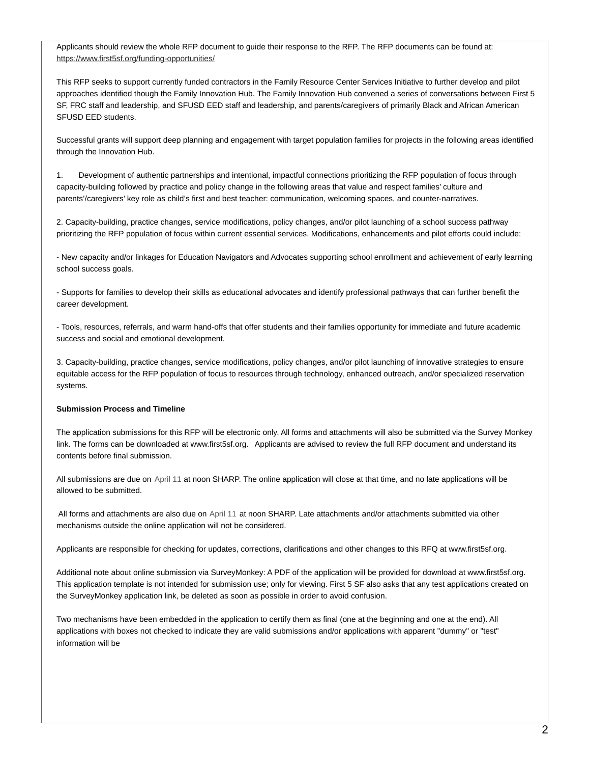Applicants should review the whole RFP document to guide their response to the RFP. The RFP documents can be found at: https://www.first5sf.org/funding-opportunities/

This RFP seeks to support currently funded contractors in the Family Resource Center Services Initiative to further develop and pilot approaches identified though the Family Innovation Hub. The Family Innovation Hub convened a series of conversations between First 5 SF, FRC staff and leadership, and SFUSD EED staff and leadership, and parents/caregivers of primarily Black and African American SFUSD EED students.

Successful grants will support deep planning and engagement with target population families for projects in the following areas identified through the Innovation Hub.

1. Development of authentic partnerships and intentional, impactful connections prioritizing the RFP population of focus through capacity-building followed by practice and policy change in the following areas that value and respect families' culture and parents'/caregivers' key role as child's first and best teacher: communication, welcoming spaces, and counter-narratives.

2. Capacity-building, practice changes, service modifications, policy changes, and/or pilot launching of a school success pathway prioritizing the RFP population of focus within current essential services. Modifications, enhancements and pilot efforts could include:

- New capacity and/or linkages for Education Navigators and Advocates supporting school enrollment and achievement of early learning school success goals.

- Supports for families to develop their skills as educational advocates and identify professional pathways that can further benefit the career development.

- Tools, resources, referrals, and warm hand-offs that offer students and their families opportunity for immediate and future academic success and social and emotional development.

3. Capacity-building, practice changes, service modifications, policy changes, and/or pilot launching of innovative strategies to ensure equitable access for the RFP population of focus to resources through technology, enhanced outreach, and/or specialized reservation systems.

**Submission Process and Timeline**

The application submissions for this RFP will be electronic only. All forms and attachments will also be submitted via the Survey Monkey link. The forms can be downloaded at www.first5sf.org. Applicants are advised to review the full RFP document and understand its contents before final submission.

All submissions are due on April 11 at noon SHARP. The online application will close at that time, and no late applications will be allowed to be submitted.

All forms and attachments are also due on April 11 at noon SHARP. Late attachments and/or attachments submitted via other mechanisms outside the online application will not be considered.

Applicants are responsible for checking for updates, corrections, clarifications and other changes to this RFQ at www.first5sf.org.

Additional note about online submission via SurveyMonkey: A PDF of the application will be provided for download at www.first5sf.org. This application template is not intended for submission use; only for viewing. First 5 SF also asks that any test applications created on the SurveyMonkey application link, be deleted as soon as possible in order to avoid confusion.

Two mechanisms have been embedded in the application to certify them as final (one at the beginning and one at the end). All applications with boxes not checked to indicate they are valid submissions and/or applications with apparent "dummy" or "test" information will be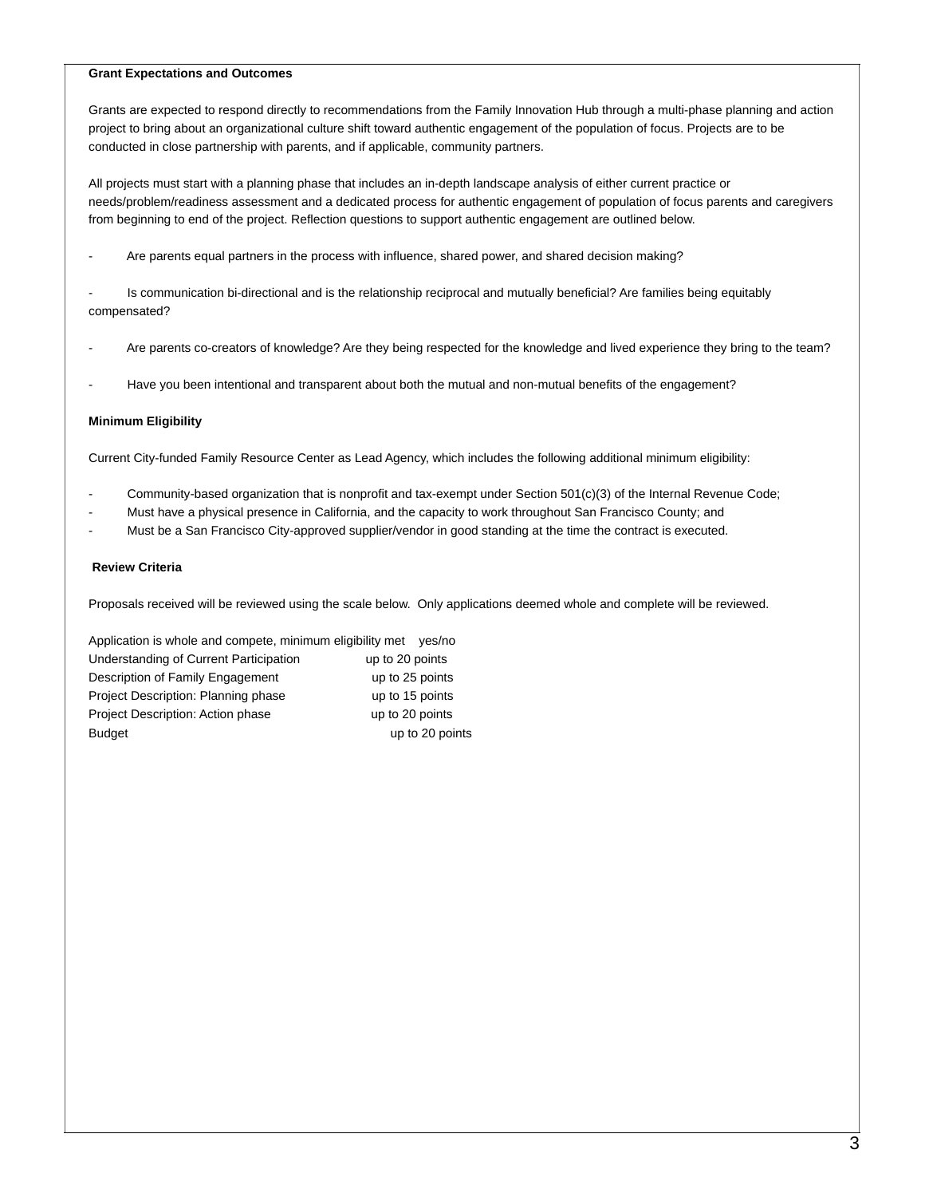**Grant Expectations and Outcomes**

Grants are expected to respond directly to recommendations from the Family Innovation Hub through a multi-phase planning and action project to bring about an organizational culture shift toward authentic engagement of the population of focus. Projects are to be conducted in close partnership with parents, and if applicable, community partners.

All projects must start with a planning phase that includes an in-depth landscape analysis of either current practice or needs/problem/readiness assessment and a dedicated process for authentic engagement of population of focus parents and caregivers from beginning to end of the project. Reflection questions to support authentic engagement are outlined below.

- Are parents equal partners in the process with influence, shared power, and shared decision making?

- Is communication bi-directional and is the relationship reciprocal and mutually beneficial? Are families being equitably compensated?

- Are parents co-creators of knowledge? Are they being respected for the knowledge and lived experience they bring to the team?

- Have you been intentional and transparent about both the mutual and non-mutual benefits of the engagement?

**Minimum Eligibility**

Current City-funded Family Resource Center as Lead Agency, which includes the following additional minimum eligibility:

- Community-based organization that is nonprofit and tax-exempt under Section 501(c)(3) of the Internal Revenue Code;
- Must have a physical presence in California, and the capacity to work throughout San Francisco County; and
- Must be a San Francisco City-approved supplier/vendor in good standing at the time the contract is executed.

**Review Criteria**

Proposals received will be reviewed using the scale below. Only applications deemed whole and complete will be reviewed.

| Criteria | Points |
|---|---|
| Application is whole and compete, minimum eligibility met | yes/no |
| Understanding of Current Participation | up to 20 points |
| Description of Family Engagement | up to 25 points |
| Project Description: Planning phase | up to 15 points |
| Project Description: Action phase | up to 20 points |
| Budget | up to 20 points |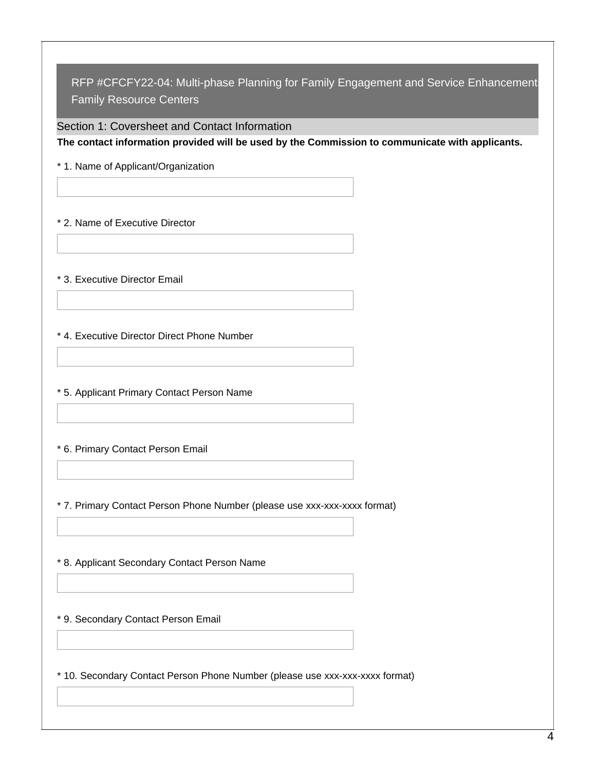## RFP #CFCFY22-04: Multi-phase Planning for Family Engagement and Service Enhancements Family Resource Centers

### Section 1: Coversheet and Contact Information

**The contact information provided will be used by the Commission to communicate with applicants.**

* 1. Name of Applicant/Organization

* 2. Name of Executive Director

* 3. Executive Director Email

* 4. Executive Director Direct Phone Number

* 5. Applicant Primary Contact Person Name

* 6. Primary Contact Person Email

* 7. Primary Contact Person Phone Number (please use xxx-xxx-xxxx format)

* 8. Applicant Secondary Contact Person Name

* 9. Secondary Contact Person Email

* 10. Secondary Contact Person Phone Number (please use xxx-xxx-xxxx format)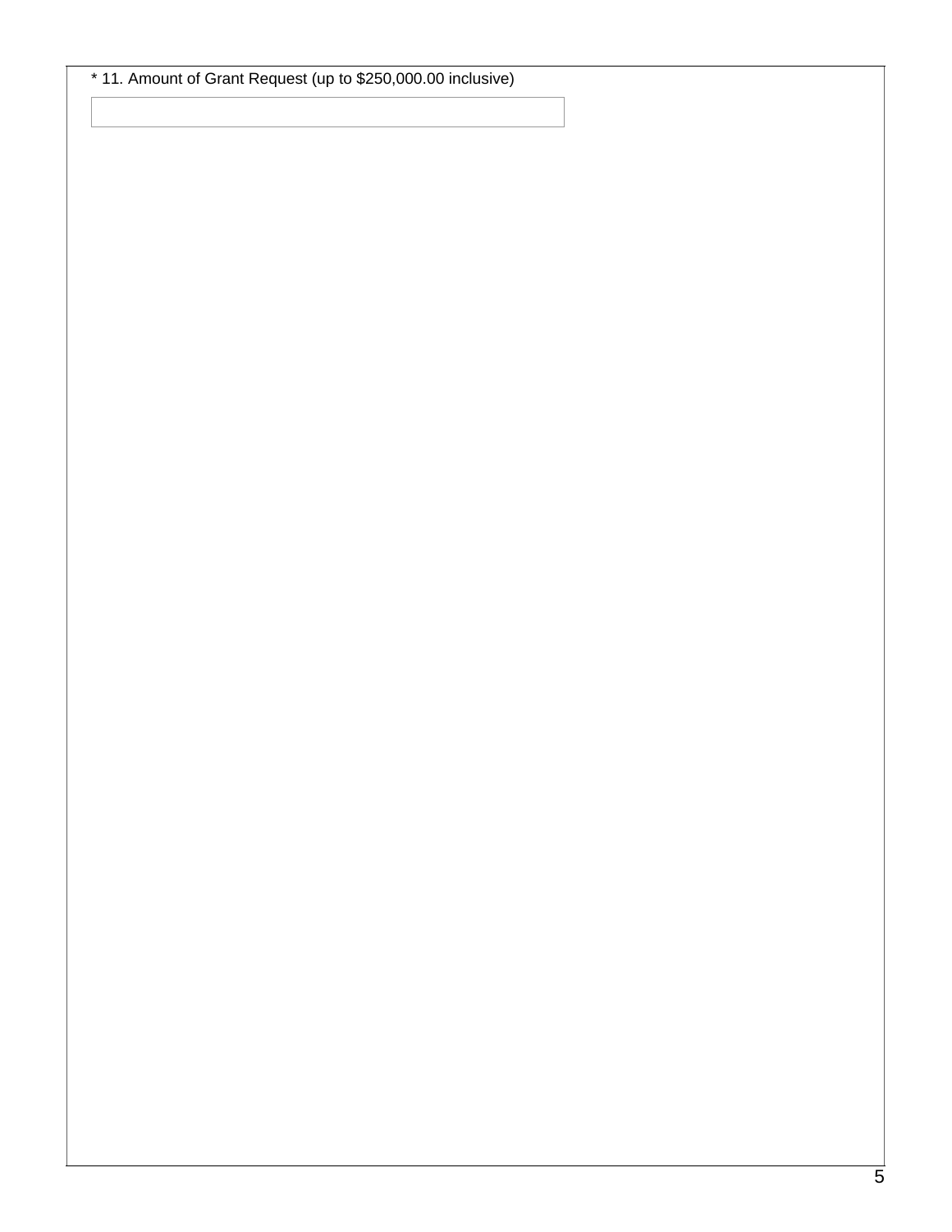* 11. Amount of Grant Request (up to $250,000.00 inclusive)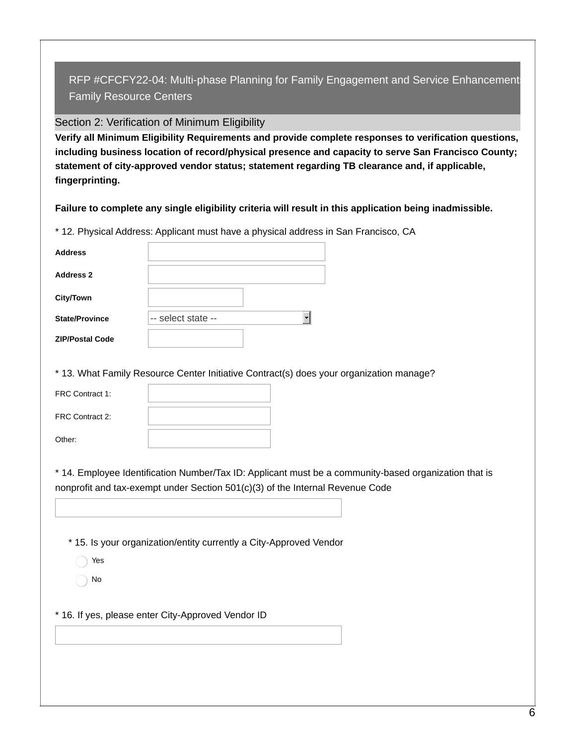## RFP #CFCFY22-04: Multi-phase Planning for Family Engagement and Service Enhancements Family Resource Centers

### Section 2: Verification of Minimum Eligibility

**Verify all Minimum Eligibility Requirements and provide complete responses to verification questions, including business location of record/physical presence and capacity to serve San Francisco County; statement of city-approved vendor status; statement regarding TB clearance and, if applicable, fingerprinting.**

**Failure to complete any single eligibility criteria will result in this application being inadmissible.**

\* 12. Physical Address: Applicant must have a physical address in San Francisco, CA

| | |
|---|---|
| **Address** | |
| **Address 2** | |
| **City/Town** | |
| **State/Province** | -- select state -- |
| **ZIP/Postal Code** | |

\* 13. What Family Resource Center Initiative Contract(s) does your organization manage?

| | |
|---|---|
| FRC Contract 1: | |
| FRC Contract 2: | |
| Other: | |

\* 14. Employee Identification Number/Tax ID: Applicant must be a community-based organization that is nonprofit and tax-exempt under Section 501(c)(3) of the Internal Revenue Code

\* 15. Is your organization/entity currently a City-Approved Vendor

- Yes
- No

\* 16. If yes, please enter City-Approved Vendor ID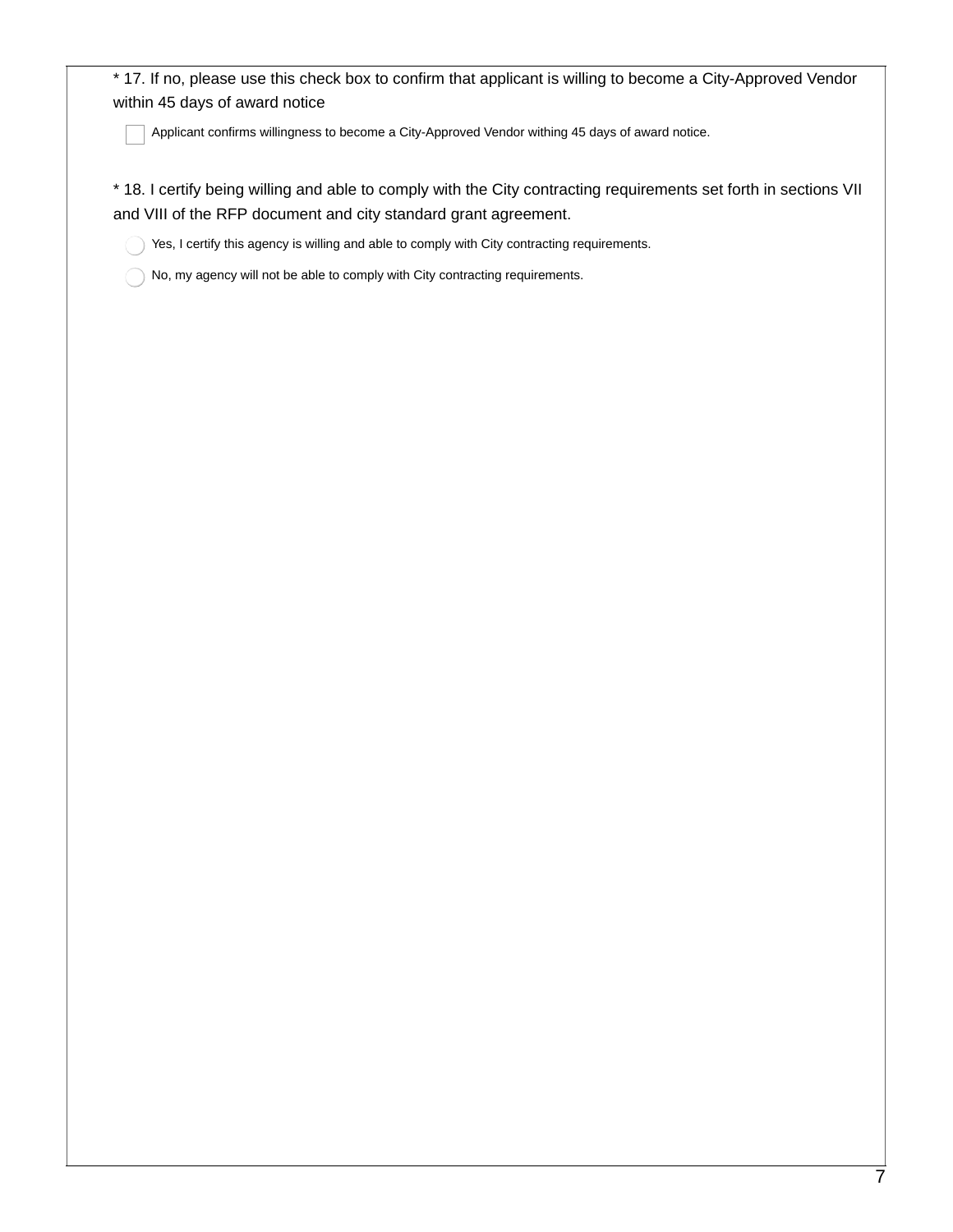* 17. If no, please use this check box to confirm that applicant is willing to become a City-Approved Vendor within 45 days of award notice

- [ ] Applicant confirms willingness to become a City-Approved Vendor withing 45 days of award notice.

* 18. I certify being willing and able to comply with the City contracting requirements set forth in sections VII and VIII of the RFP document and city standard grant agreement.

- ( ) Yes, I certify this agency is willing and able to comply with City contracting requirements.
- ( ) No, my agency will not be able to comply with City contracting requirements.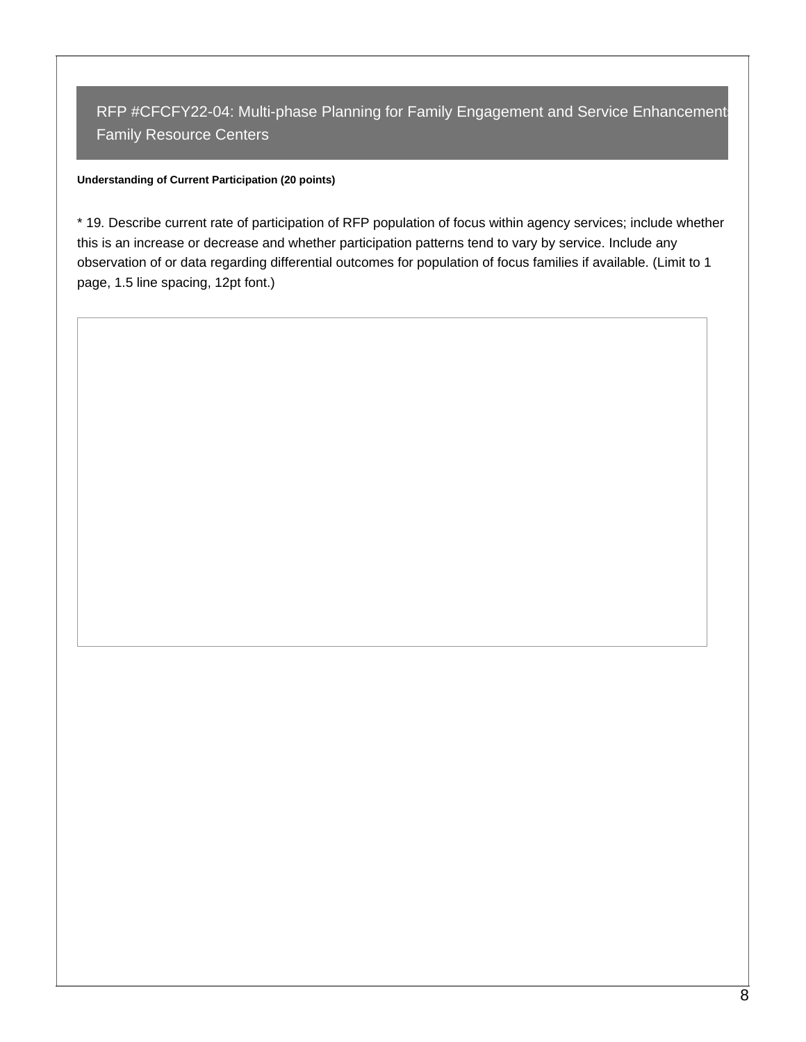## RFP #CFCFY22-04: Multi-phase Planning for Family Engagement and Service Enhancements Family Resource Centers

**Understanding of Current Participation (20 points)**

* 19. Describe current rate of participation of RFP population of focus within agency services; include whether this is an increase or decrease and whether participation patterns tend to vary by service. Include any observation of or data regarding differential outcomes for population of focus families if available. (Limit to 1 page, 1.5 line spacing, 12pt font.)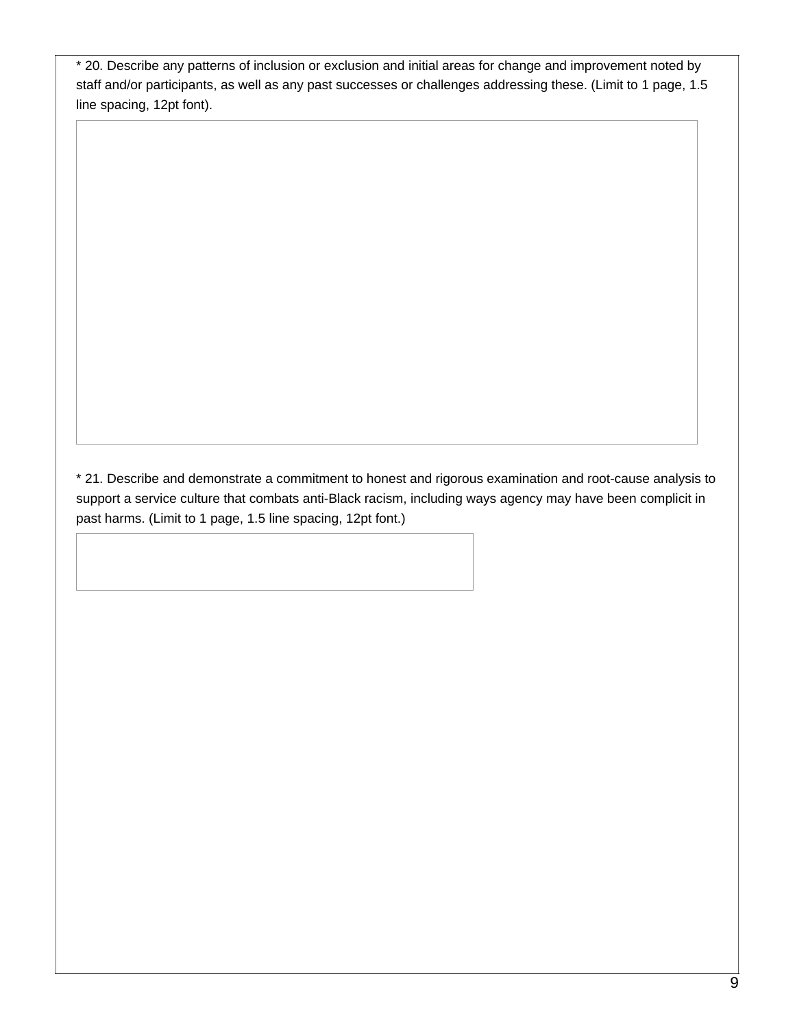* 20. Describe any patterns of inclusion or exclusion and initial areas for change and improvement noted by staff and/or participants, as well as any past successes or challenges addressing these. (Limit to 1 page, 1.5 line spacing, 12pt font).

* 21. Describe and demonstrate a commitment to honest and rigorous examination and root-cause analysis to support a service culture that combats anti-Black racism, including ways agency may have been complicit in past harms. (Limit to 1 page, 1.5 line spacing, 12pt font.)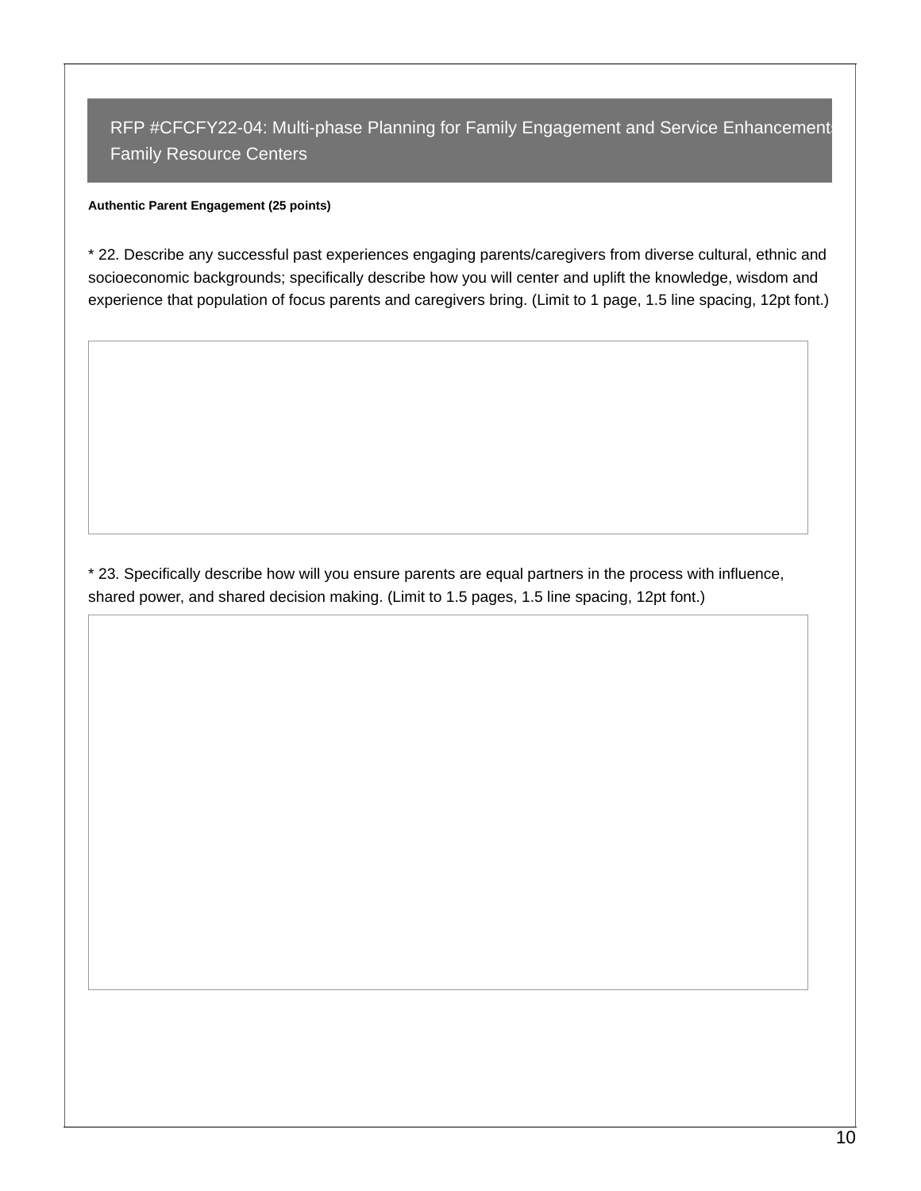## RFP #CFCFY22-04: Multi-phase Planning for Family Engagement and Service Enhancements Family Resource Centers

**Authentic Parent Engagement (25 points)**

* 22. Describe any successful past experiences engaging parents/caregivers from diverse cultural, ethnic and socioeconomic backgrounds; specifically describe how you will center and uplift the knowledge, wisdom and experience that population of focus parents and caregivers bring. (Limit to 1 page, 1.5 line spacing, 12pt font.)

* 23. Specifically describe how will you ensure parents are equal partners in the process with influence, shared power, and shared decision making. (Limit to 1.5 pages, 1.5 line spacing, 12pt font.)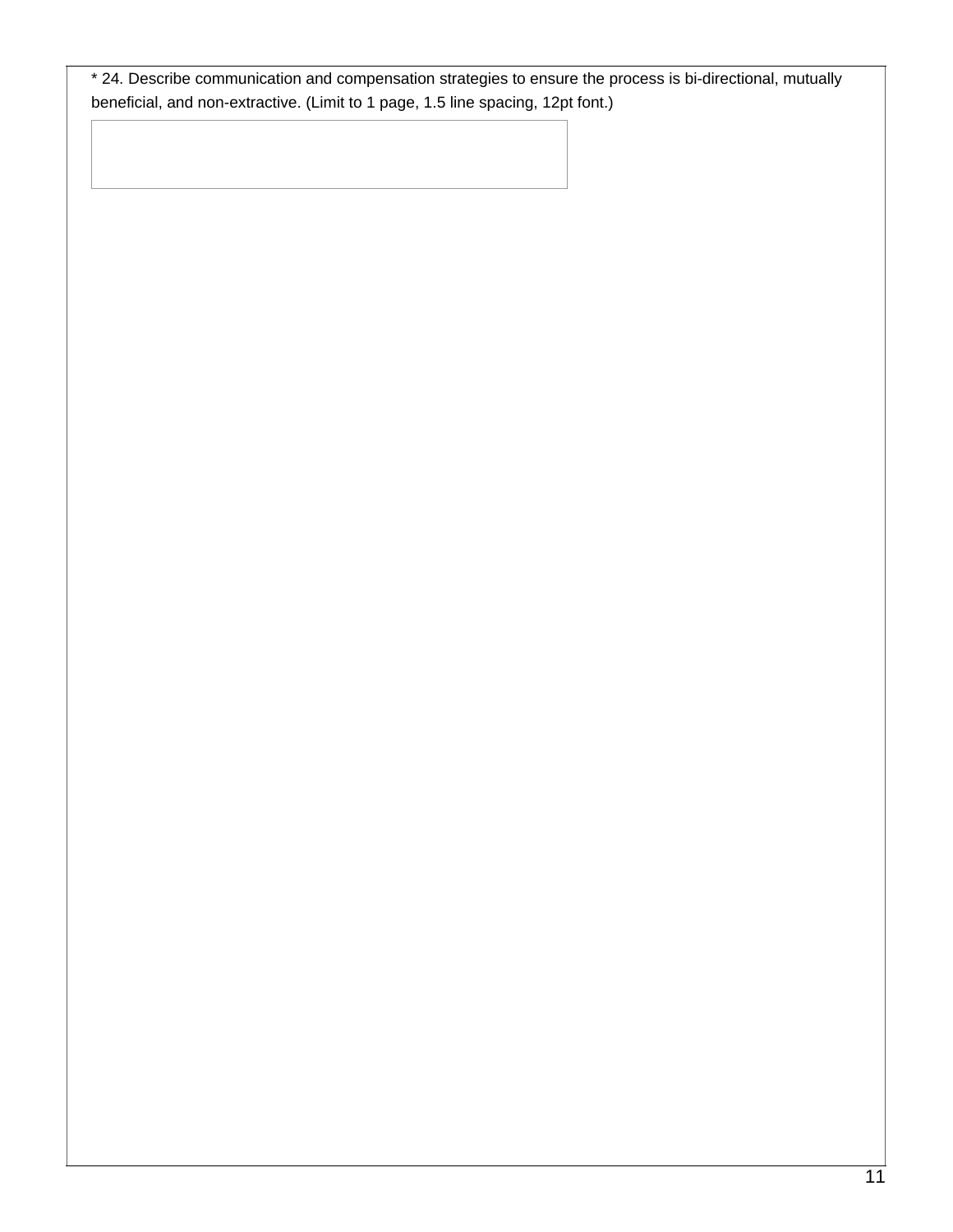* 24. Describe communication and compensation strategies to ensure the process is bi-directional, mutually beneficial, and non-extractive. (Limit to 1 page, 1.5 line spacing, 12pt font.)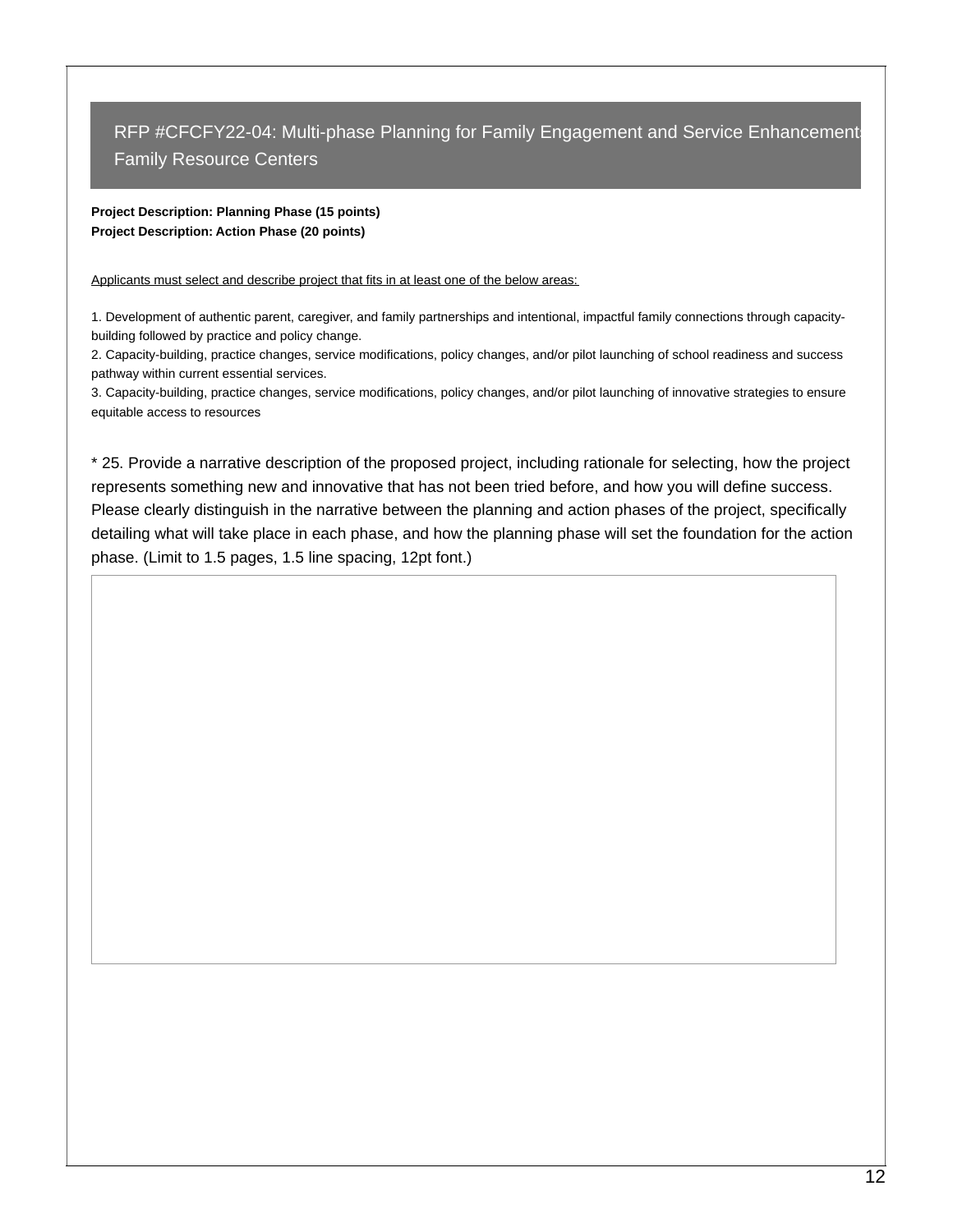## RFP #CFCFY22-04: Multi-phase Planning for Family Engagement and Service Enhancements Family Resource Centers

**Project Description: Planning Phase (15 points)**
**Project Description: Action Phase (20 points)**

Applicants must select and describe project that fits in at least one of the below areas:

1. Development of authentic parent, caregiver, and family partnerships and intentional, impactful family connections through capacity-building followed by practice and policy change.
2. Capacity-building, practice changes, service modifications, policy changes, and/or pilot launching of school readiness and success pathway within current essential services.
3. Capacity-building, practice changes, service modifications, policy changes, and/or pilot launching of innovative strategies to ensure equitable access to resources

* 25. Provide a narrative description of the proposed project, including rationale for selecting, how the project represents something new and innovative that has not been tried before, and how you will define success. Please clearly distinguish in the narrative between the planning and action phases of the project, specifically detailing what will take place in each phase, and how the planning phase will set the foundation for the action phase. (Limit to 1.5 pages, 1.5 line spacing, 12pt font.)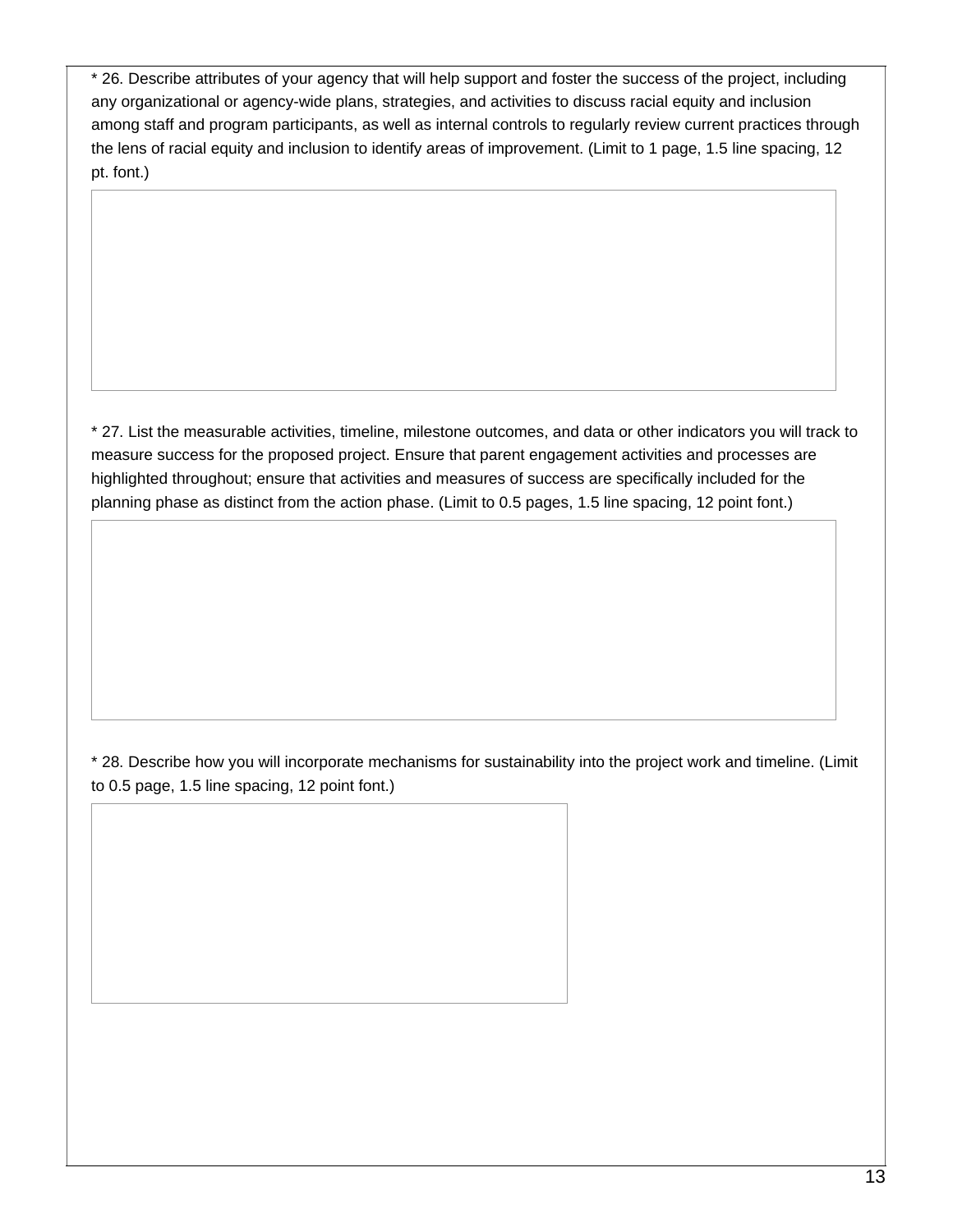* 26. Describe attributes of your agency that will help support and foster the success of the project, including any organizational or agency-wide plans, strategies, and activities to discuss racial equity and inclusion among staff and program participants, as well as internal controls to regularly review current practices through the lens of racial equity and inclusion to identify areas of improvement. (Limit to 1 page, 1.5 line spacing, 12 pt. font.)

* 27. List the measurable activities, timeline, milestone outcomes, and data or other indicators you will track to measure success for the proposed project. Ensure that parent engagement activities and processes are highlighted throughout; ensure that activities and measures of success are specifically included for the planning phase as distinct from the action phase. (Limit to 0.5 pages, 1.5 line spacing, 12 point font.)

* 28. Describe how you will incorporate mechanisms for sustainability into the project work and timeline. (Limit to 0.5 page, 1.5 line spacing, 12 point font.)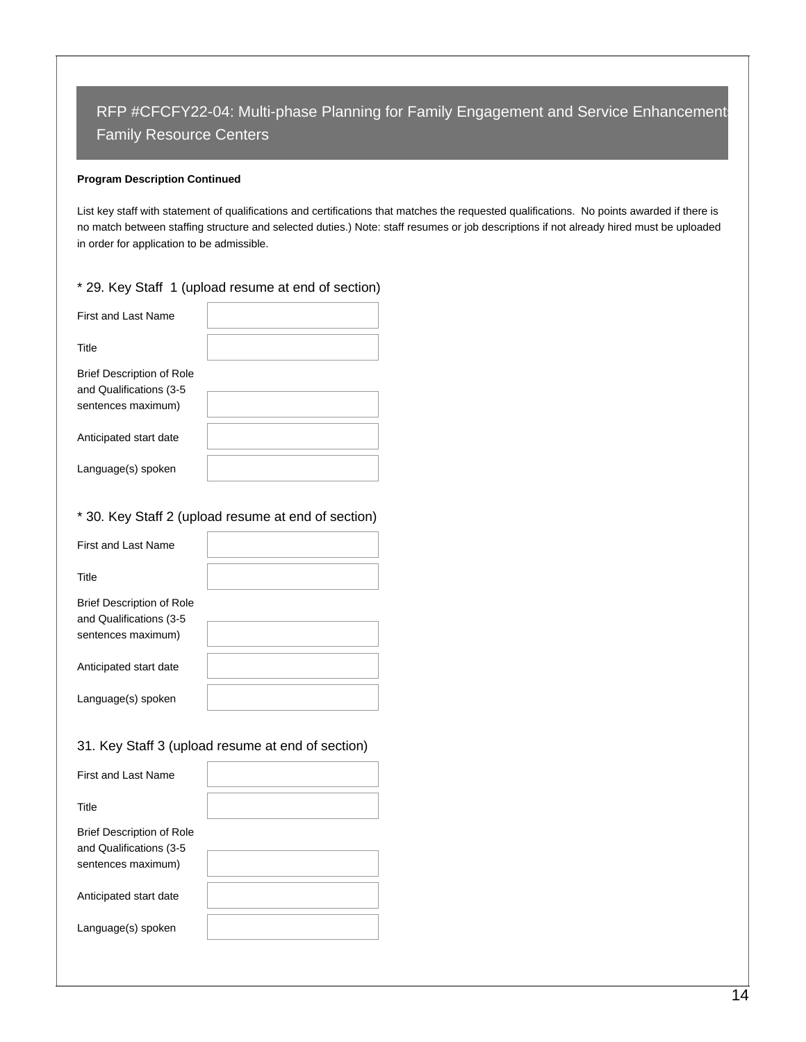## RFP #CFCFY22-04: Multi-phase Planning for Family Engagement and Service Enhancements Family Resource Centers

**Program Description Continued**

List key staff with statement of qualifications and certifications that matches the requested qualifications. No points awarded if there is no match between staffing structure and selected duties.) Note: staff resumes or job descriptions if not already hired must be uploaded in order for application to be admissible.

### * 29. Key Staff 1 (upload resume at end of section)

| Field | |
|---|---|
| First and Last Name | |
| Title | |
| Brief Description of Role and Qualifications (3-5 sentences maximum) | |
| Anticipated start date | |
| Language(s) spoken | |

### * 30. Key Staff 2 (upload resume at end of section)

| Field | |
|---|---|
| First and Last Name | |
| Title | |
| Brief Description of Role and Qualifications (3-5 sentences maximum) | |
| Anticipated start date | |
| Language(s) spoken | |

### 31. Key Staff 3 (upload resume at end of section)

| Field | |
|---|---|
| First and Last Name | |
| Title | |
| Brief Description of Role and Qualifications (3-5 sentences maximum) | |
| Anticipated start date | |
| Language(s) spoken | |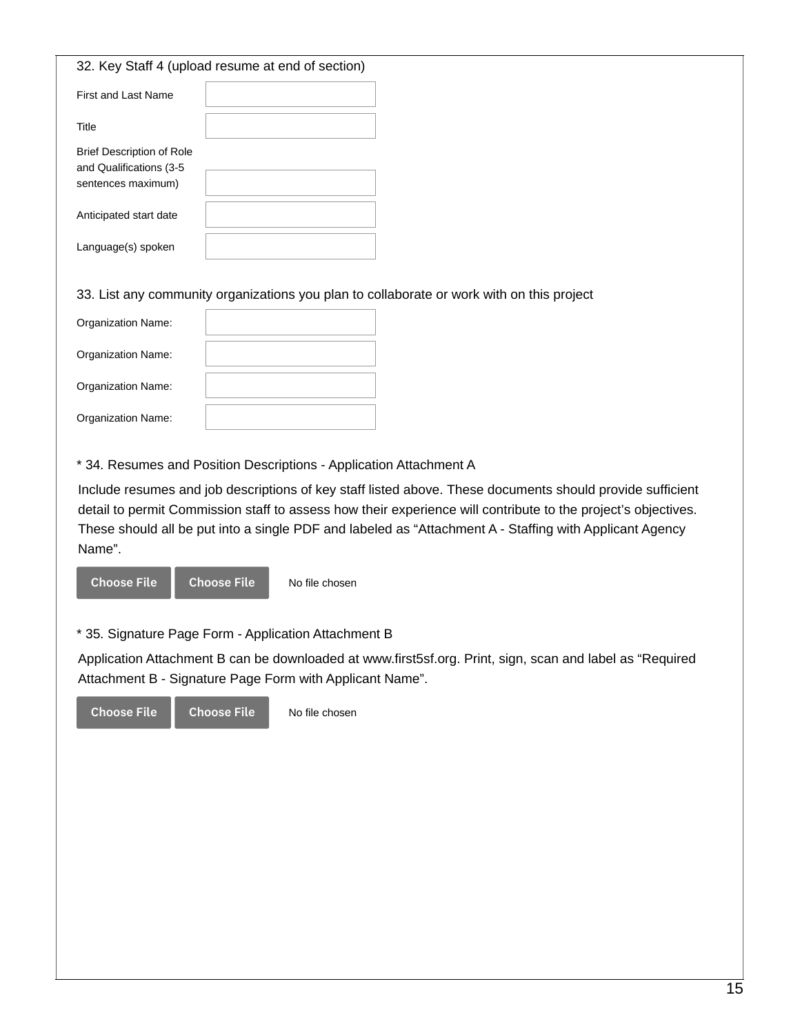32. Key Staff 4 (upload resume at end of section)

| | |
|---|---|
| First and Last Name | |
| Title | |
| Brief Description of Role and Qualifications (3-5 sentences maximum) | |
| Anticipated start date | |
| Language(s) spoken | |

33. List any community organizations you plan to collaborate or work with on this project

| | |
|---|---|
| Organization Name: | |
| Organization Name: | |
| Organization Name: | |
| Organization Name: | |

\* 34. Resumes and Position Descriptions - Application Attachment A

Include resumes and job descriptions of key staff listed above. These documents should provide sufficient detail to permit Commission staff to assess how their experience will contribute to the project's objectives. These should all be put into a single PDF and labeled as "Attachment A - Staffing with Applicant Agency Name".

Choose File Choose File No file chosen

\* 35. Signature Page Form - Application Attachment B

Application Attachment B can be downloaded at www.first5sf.org. Print, sign, scan and label as "Required Attachment B - Signature Page Form with Applicant Name".

Choose File Choose File No file chosen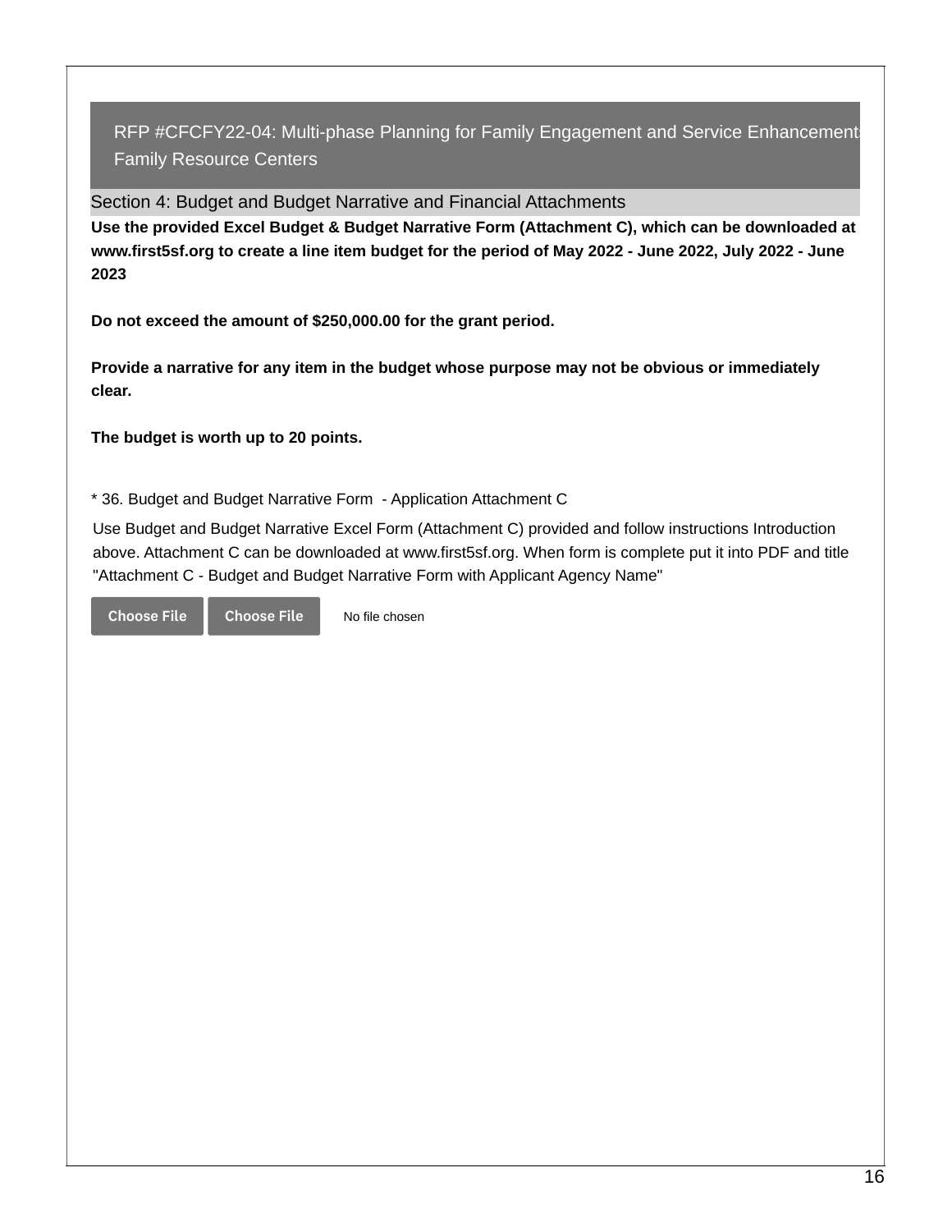## RFP #CFCFY22-04: Multi-phase Planning for Family Engagement and Service Enhancements Family Resource Centers

### Section 4: Budget and Budget Narrative and Financial Attachments

**Use the provided Excel Budget & Budget Narrative Form (Attachment C), which can be downloaded at www.first5sf.org to create a line item budget for the period of May 2022 - June 2022, July 2022 - June 2023**

**Do not exceed the amount of $250,000.00 for the grant period.**

**Provide a narrative for any item in the budget whose purpose may not be obvious or immediately clear.**

**The budget is worth up to 20 points.**

* 36. Budget and Budget Narrative Form - Application Attachment C

Use Budget and Budget Narrative Excel Form (Attachment C) provided and follow instructions Introduction above. Attachment C can be downloaded at www.first5sf.org. When form is complete put it into PDF and title "Attachment C - Budget and Budget Narrative Form with Applicant Agency Name"

Choose File Choose File No file chosen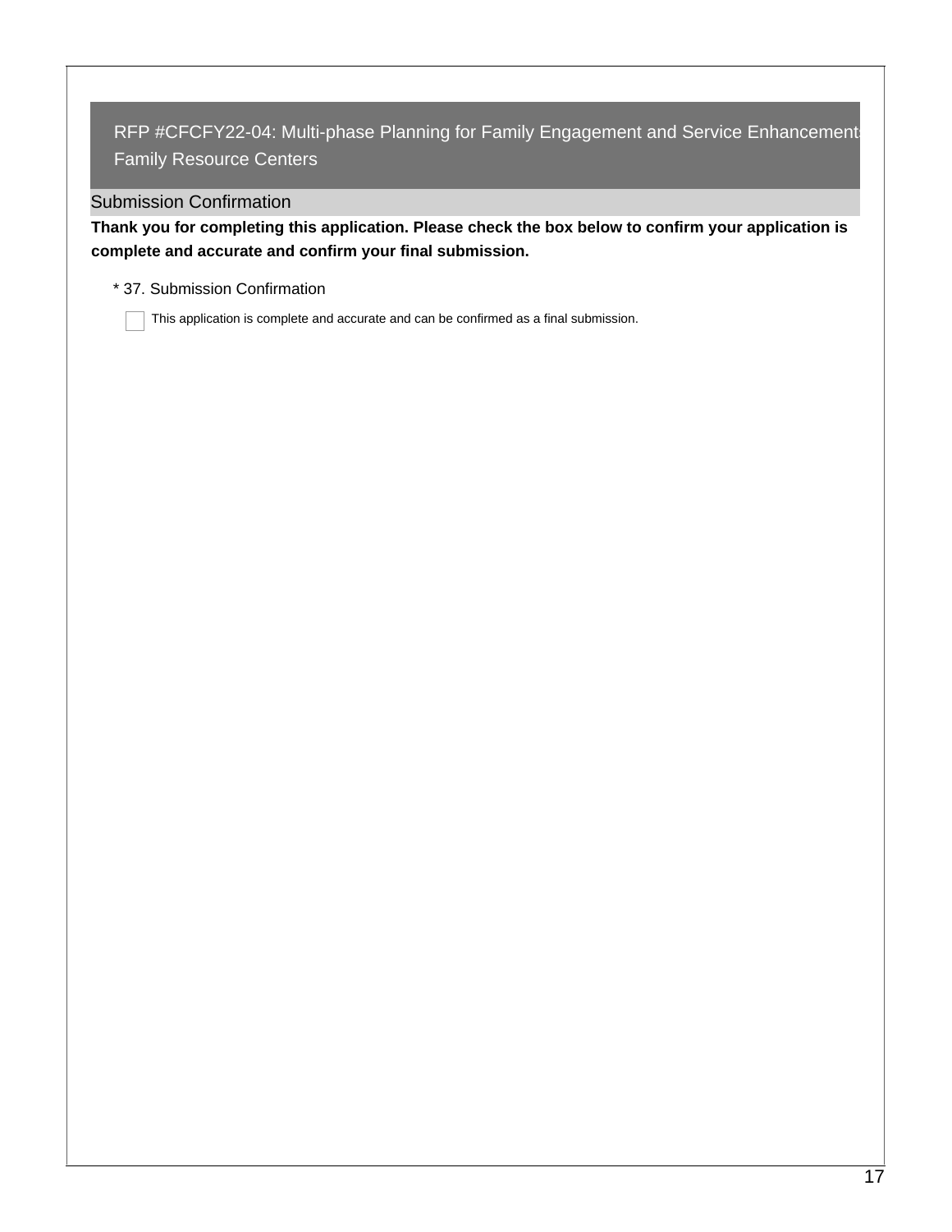RFP #CFCFY22-04: Multi-phase Planning for Family Engagement and Service Enhancement: Family Resource Centers

## Submission Confirmation

**Thank you for completing this application. Please check the box below to confirm your application is complete and accurate and confirm your final submission.**

\* 37. Submission Confirmation

- [ ] This application is complete and accurate and can be confirmed as a final submission.